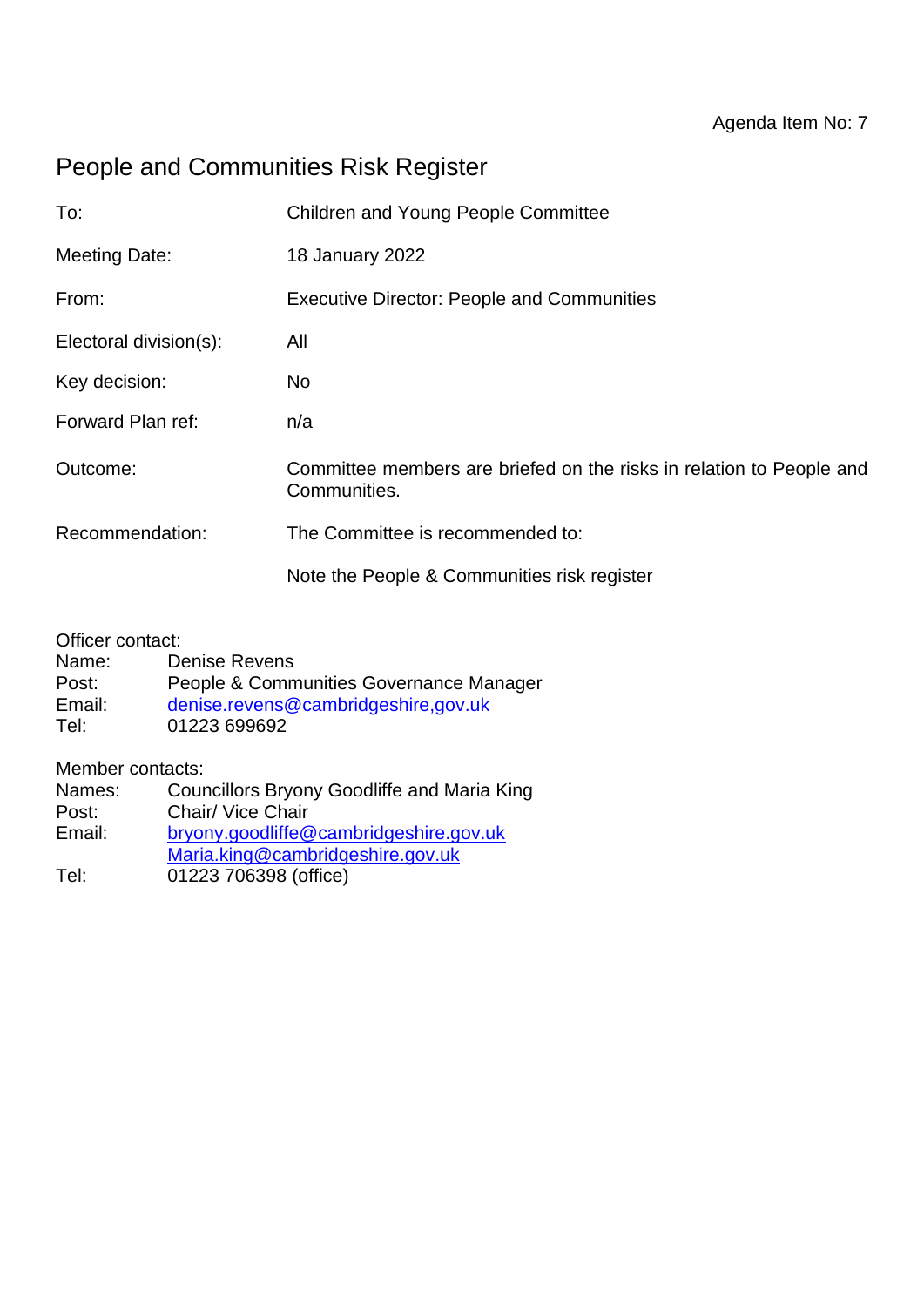Agenda Item No: 7

# People and Communities Risk Register

| | |
|---|---|
| To: | Children and Young People Committee |
| Meeting Date: | 18 January 2022 |
| From: | Executive Director: People and Communities |
| Electoral division(s): | All |
| Key decision: | No |
| Forward Plan ref: | n/a |
| Outcome: | Committee members are briefed on the risks in relation to People and Communities. |
| Recommendation: | The Committee is recommended to:<br><br>Note the People & Communities risk register |

Officer contact:
Name: Denise Revens
Post: People & Communities Governance Manager
Email: denise.revens@cambridgeshire,gov.uk
Tel: 01223 699692

Member contacts:
Names: Councillors Bryony Goodliffe and Maria King
Post: Chair/ Vice Chair
Email: bryony.goodliffe@cambridgeshire.gov.uk
Maria.king@cambridgeshire.gov.uk
Tel: 01223 706398 (office)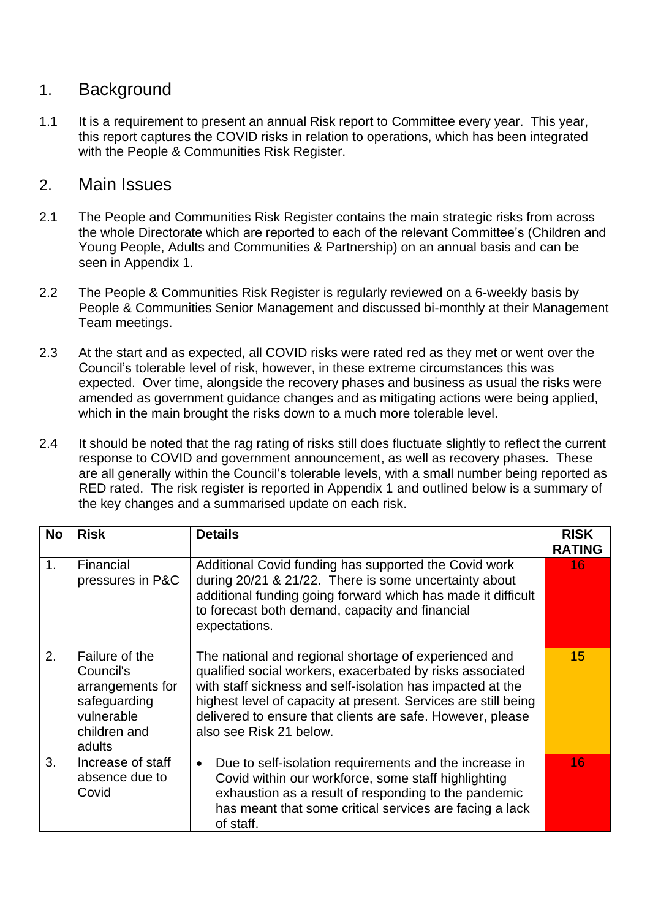## 1. Background

1.1 It is a requirement to present an annual Risk report to Committee every year. This year, this report captures the COVID risks in relation to operations, which has been integrated with the People & Communities Risk Register.

## 2. Main Issues

2.1 The People and Communities Risk Register contains the main strategic risks from across the whole Directorate which are reported to each of the relevant Committee's (Children and Young People, Adults and Communities & Partnership) on an annual basis and can be seen in Appendix 1.

2.2 The People & Communities Risk Register is regularly reviewed on a 6-weekly basis by People & Communities Senior Management and discussed bi-monthly at their Management Team meetings.

2.3 At the start and as expected, all COVID risks were rated red as they met or went over the Council's tolerable level of risk, however, in these extreme circumstances this was expected. Over time, alongside the recovery phases and business as usual the risks were amended as government guidance changes and as mitigating actions were being applied, which in the main brought the risks down to a much more tolerable level.

2.4 It should be noted that the rag rating of risks still does fluctuate slightly to reflect the current response to COVID and government announcement, as well as recovery phases. These are all generally within the Council's tolerable levels, with a small number being reported as RED rated. The risk register is reported in Appendix 1 and outlined below is a summary of the key changes and a summarised update on each risk.

| No | Risk | Details | RISK RATING |
|---|---|---|---|
| 1. | Financial pressures in P&C | Additional Covid funding has supported the Covid work during 20/21 & 21/22. There is some uncertainty about additional funding going forward which has made it difficult to forecast both demand, capacity and financial expectations. | 16 |
| 2. | Failure of the Council's arrangements for safeguarding vulnerable children and adults | The national and regional shortage of experienced and qualified social workers, exacerbated by risks associated with staff sickness and self-isolation has impacted at the highest level of capacity at present. Services are still being delivered to ensure that clients are safe. However, please also see Risk 21 below. | 15 |
| 3. | Increase of staff absence due to Covid | • Due to self-isolation requirements and the increase in Covid within our workforce, some staff highlighting exhaustion as a result of responding to the pandemic has meant that some critical services are facing a lack of staff. | 16 |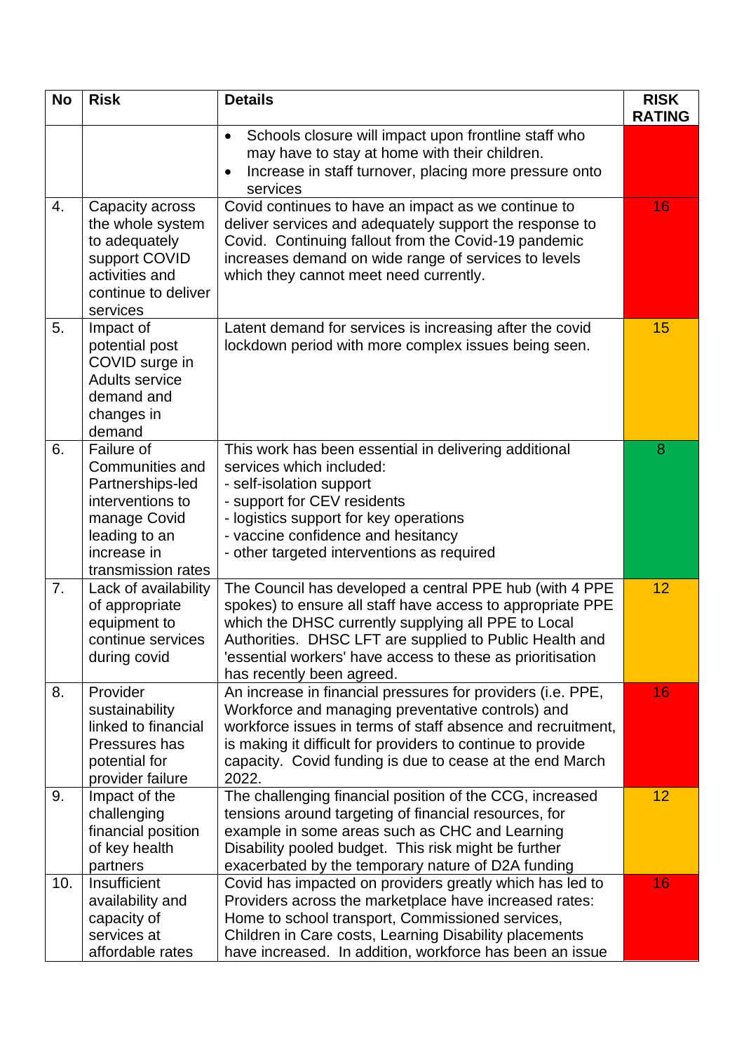| No | Risk | Details | RISK RATING |
|---|---|---|---|
| | | • Schools closure will impact upon frontline staff who may have to stay at home with their children.<br>• Increase in staff turnover, placing more pressure onto services | |
| 4. | Capacity across the whole system to adequately support COVID activities and continue to deliver services | Covid continues to have an impact as we continue to deliver services and adequately support the response to Covid. Continuing fallout from the Covid-19 pandemic increases demand on wide range of services to levels which they cannot meet need currently. | 16 |
| 5. | Impact of potential post COVID surge in Adults service demand and changes in demand | Latent demand for services is increasing after the covid lockdown period with more complex issues being seen. | 15 |
| 6. | Failure of Communities and Partnerships-led interventions to manage Covid leading to an increase in transmission rates | This work has been essential in delivering additional services which included:<br>- self-isolation support<br>- support for CEV residents<br>- logistics support for key operations<br>- vaccine confidence and hesitancy<br>- other targeted interventions as required | 8 |
| 7. | Lack of availability of appropriate equipment to continue services during covid | The Council has developed a central PPE hub (with 4 PPE spokes) to ensure all staff have access to appropriate PPE which the DHSC currently supplying all PPE to Local Authorities. DHSC LFT are supplied to Public Health and 'essential workers' have access to these as prioritisation has recently been agreed. | 12 |
| 8. | Provider sustainability linked to financial Pressures has potential for provider failure | An increase in financial pressures for providers (i.e. PPE, Workforce and managing preventative controls) and workforce issues in terms of staff absence and recruitment, is making it difficult for providers to continue to provide capacity. Covid funding is due to cease at the end March 2022. | 16 |
| 9. | Impact of the challenging financial position of key health partners | The challenging financial position of the CCG, increased tensions around targeting of financial resources, for example in some areas such as CHC and Learning Disability pooled budget. This risk might be further exacerbated by the temporary nature of D2A funding | 12 |
| 10. | Insufficient availability and capacity of services at affordable rates | Covid has impacted on providers greatly which has led to Providers across the marketplace have increased rates: Home to school transport, Commissioned services, Children in Care costs, Learning Disability placements have increased. In addition, workforce has been an issue | 16 |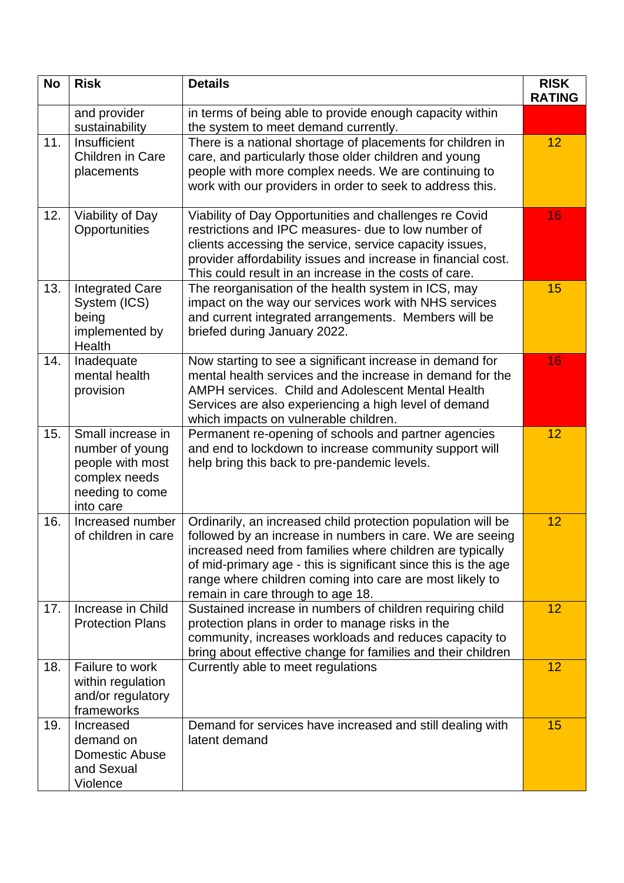| No | Risk | Details | RISK RATING |
|---|---|---|---|
| | and provider sustainability | in terms of being able to provide enough capacity within the system to meet demand currently. | |
| 11. | Insufficient Children in Care placements | There is a national shortage of placements for children in care, and particularly those older children and young people with more complex needs. We are continuing to work with our providers in order to seek to address this. | 12 |
| 12. | Viability of Day Opportunities | Viability of Day Opportunities and challenges re Covid restrictions and IPC measures- due to low number of clients accessing the service, service capacity issues, provider affordability issues and increase in financial cost. This could result in an increase in the costs of care. | 16 |
| 13. | Integrated Care System (ICS) being implemented by Health | The reorganisation of the health system in ICS, may impact on the way our services work with NHS services and current integrated arrangements. Members will be briefed during January 2022. | 15 |
| 14. | Inadequate mental health provision | Now starting to see a significant increase in demand for mental health services and the increase in demand for the AMPH services. Child and Adolescent Mental Health Services are also experiencing a high level of demand which impacts on vulnerable children. | 16 |
| 15. | Small increase in number of young people with most complex needs needing to come into care | Permanent re-opening of schools and partner agencies and end to lockdown to increase community support will help bring this back to pre-pandemic levels. | 12 |
| 16. | Increased number of children in care | Ordinarily, an increased child protection population will be followed by an increase in numbers in care. We are seeing increased need from families where children are typically of mid-primary age - this is significant since this is the age range where children coming into care are most likely to remain in care through to age 18. | 12 |
| 17. | Increase in Child Protection Plans | Sustained increase in numbers of children requiring child protection plans in order to manage risks in the community, increases workloads and reduces capacity to bring about effective change for families and their children | 12 |
| 18. | Failure to work within regulation and/or regulatory frameworks | Currently able to meet regulations | 12 |
| 19. | Increased demand on Domestic Abuse and Sexual Violence | Demand for services have increased and still dealing with latent demand | 15 |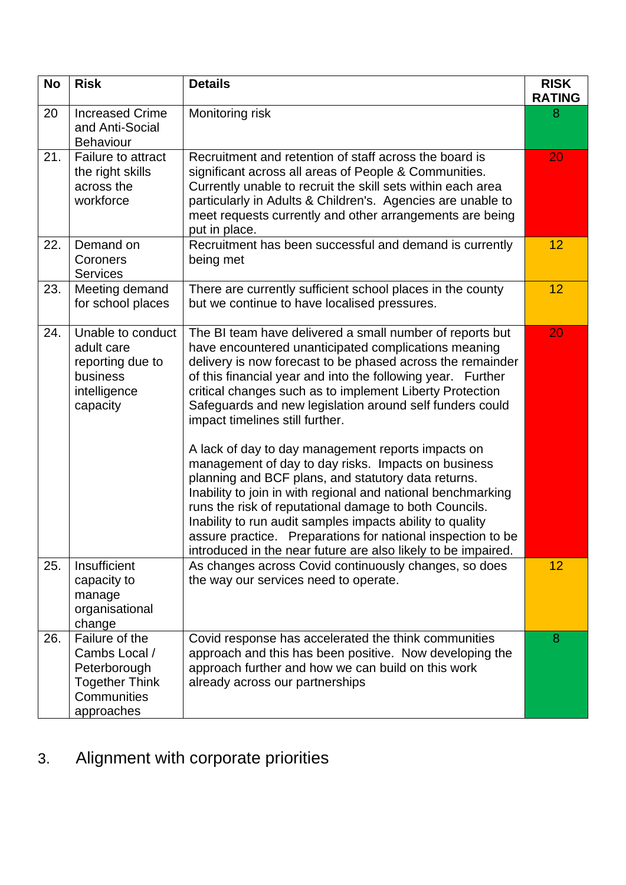| No | Risk | Details | RISK RATING |
|---|---|---|---|
| 20 | Increased Crime and Anti-Social Behaviour | Monitoring risk | 8 |
| 21. | Failure to attract the right skills across the workforce | Recruitment and retention of staff across the board is significant across all areas of People & Communities. Currently unable to recruit the skill sets within each area particularly in Adults & Children's. Agencies are unable to meet requests currently and other arrangements are being put in place. | 20 |
| 22. | Demand on Coroners Services | Recruitment has been successful and demand is currently being met | 12 |
| 23. | Meeting demand for school places | There are currently sufficient school places in the county but we continue to have localised pressures. | 12 |
| 24. | Unable to conduct adult care reporting due to business intelligence capacity | The BI team have delivered a small number of reports but have encountered unanticipated complications meaning delivery is now forecast to be phased across the remainder of this financial year and into the following year. Further critical changes such as to implement Liberty Protection Safeguards and new legislation around self funders could impact timelines still further.<br><br>A lack of day to day management reports impacts on management of day to day risks. Impacts on business planning and BCF plans, and statutory data returns. Inability to join in with regional and national benchmarking runs the risk of reputational damage to both Councils. Inability to run audit samples impacts ability to quality assure practice. Preparations for national inspection to be introduced in the near future are also likely to be impaired. | 20 |
| 25. | Insufficient capacity to manage organisational change | As changes across Covid continuously changes, so does the way our services need to operate. | 12 |
| 26. | Failure of the Cambs Local / Peterborough Together Think Communities approaches | Covid response has accelerated the think communities approach and this has been positive. Now developing the approach further and how we can build on this work already across our partnerships | 8 |

## 3. Alignment with corporate priorities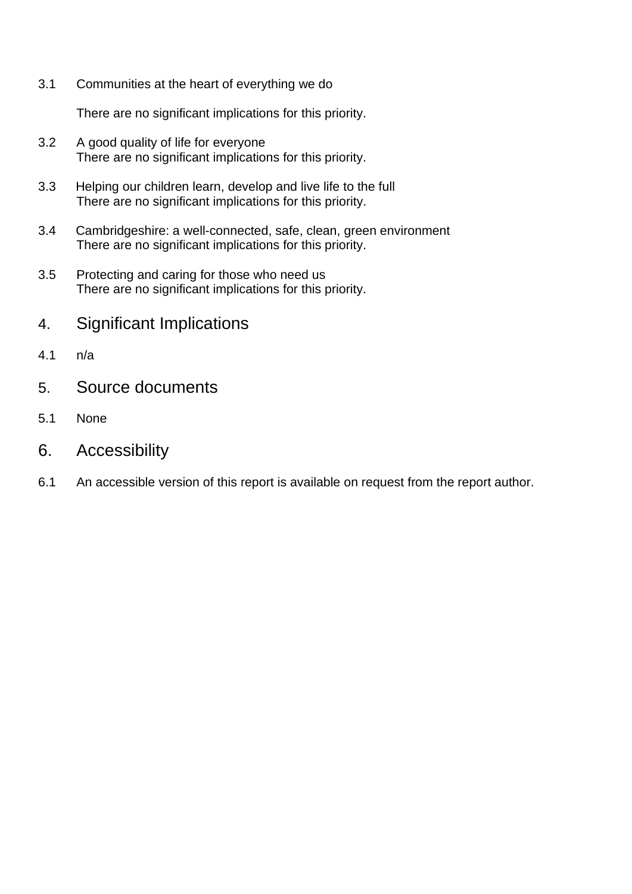3.1 Communities at the heart of everything we do

There are no significant implications for this priority.

3.2 A good quality of life for everyone
There are no significant implications for this priority.

3.3 Helping our children learn, develop and live life to the full
There are no significant implications for this priority.

3.4 Cambridgeshire: a well-connected, safe, clean, green environment
There are no significant implications for this priority.

3.5 Protecting and caring for those who need us
There are no significant implications for this priority.

## 4. Significant Implications

4.1 n/a

## 5. Source documents

5.1 None

## 6. Accessibility

6.1 An accessible version of this report is available on request from the report author.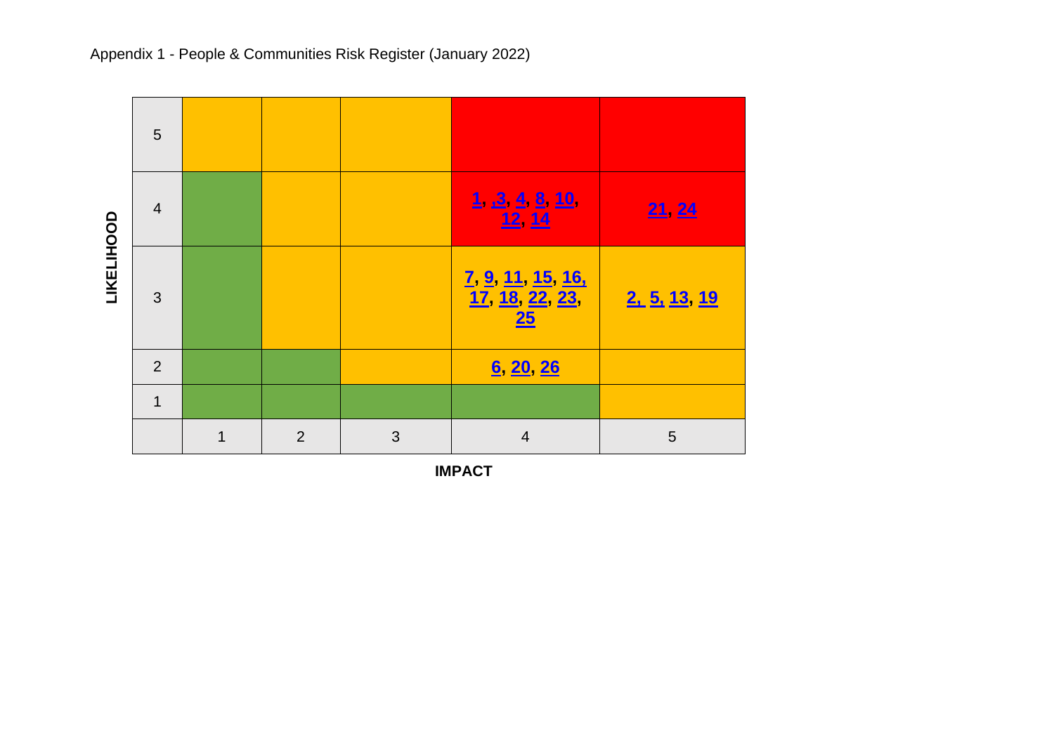Appendix 1 - People & Communities Risk Register (January 2022)

| LIKELIHOOD | | | | | |
|---|---|---|---|---|---|
| 5 | | | | | |
| 4 | | | | 1, ,3, 4, 8, 10, 12, 14 | 21, 24 |
| 3 | | | | 7, 9, 11, 15, 16, 17, 18, 22, 23, 25 | 2, 5, 13, 19 |
| 2 | | | | 6, 20, 26 | |
| 1 | | | | | |
| | 1 | 2 | 3 | 4 | 5 |

**IMPACT**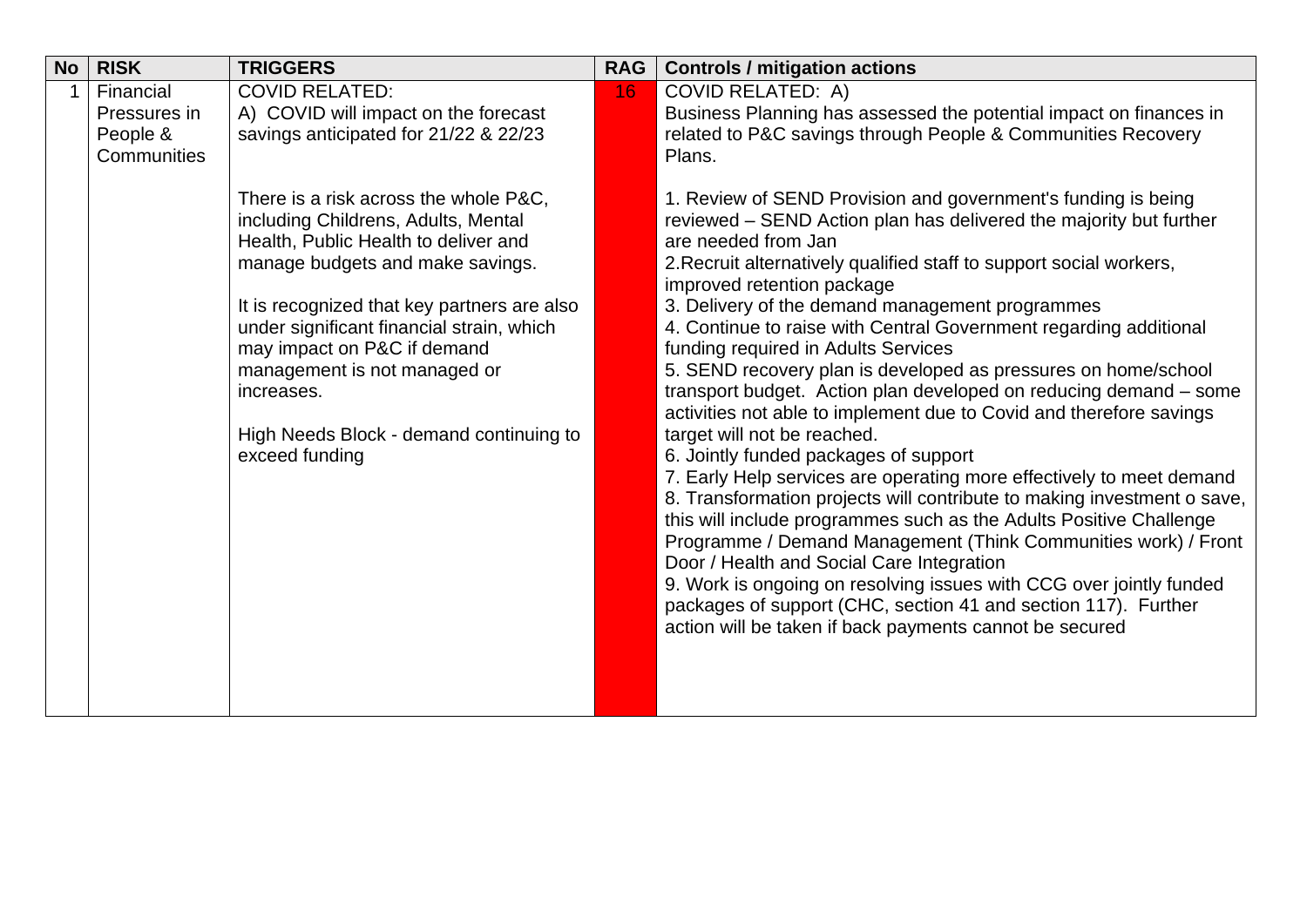| No | RISK | TRIGGERS | RAG | Controls / mitigation actions |
|---|---|---|---|---|
| 1 | Financial Pressures in People & Communities | COVID RELATED:<br>A) COVID will impact on the forecast savings anticipated for 21/22 & 22/23<br><br>There is a risk across the whole P&C, including Childrens, Adults, Mental Health, Public Health to deliver and manage budgets and make savings.<br><br>It is recognized that key partners are also under significant financial strain, which may impact on P&C if demand management is not managed or increases.<br><br>High Needs Block - demand continuing to exceed funding | 16 | COVID RELATED: A)<br>Business Planning has assessed the potential impact on finances in related to P&C savings through People & Communities Recovery Plans.<br><br>1. Review of SEND Provision and government's funding is being reviewed – SEND Action plan has delivered the majority but further are needed from Jan<br>2.Recruit alternatively qualified staff to support social workers, improved retention package<br>3. Delivery of the demand management programmes<br>4. Continue to raise with Central Government regarding additional funding required in Adults Services<br>5. SEND recovery plan is developed as pressures on home/school transport budget. Action plan developed on reducing demand – some activities not able to implement due to Covid and therefore savings target will not be reached.<br>6. Jointly funded packages of support<br>7. Early Help services are operating more effectively to meet demand<br>8. Transformation projects will contribute to making investment o save, this will include programmes such as the Adults Positive Challenge Programme / Demand Management (Think Communities work) / Front Door / Health and Social Care Integration<br>9. Work is ongoing on resolving issues with CCG over jointly funded packages of support (CHC, section 41 and section 117). Further action will be taken if back payments cannot be secured |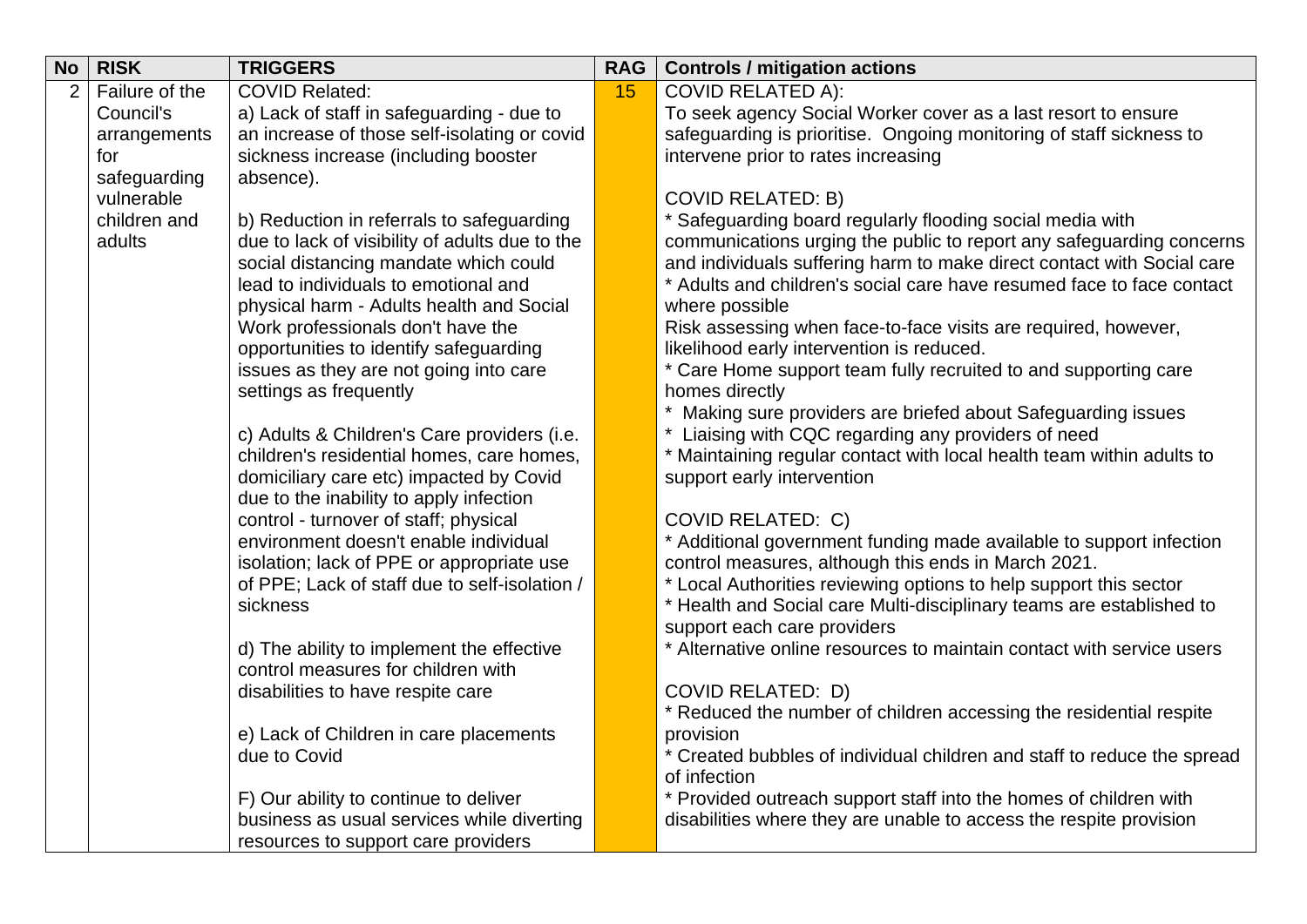| No | RISK | TRIGGERS | RAG | Controls / mitigation actions |
|---|---|---|---|---|
| 2 | Failure of the Council's arrangements for safeguarding vulnerable children and adults | COVID Related:<br>a) Lack of staff in safeguarding - due to an increase of those self-isolating or covid sickness increase (including booster absence).<br><br>b) Reduction in referrals to safeguarding due to lack of visibility of adults due to the social distancing mandate which could lead to individuals to emotional and physical harm - Adults health and Social Work professionals don't have the opportunities to identify safeguarding issues as they are not going into care settings as frequently<br><br>c) Adults & Children's Care providers (i.e. children's residential homes, care homes, domiciliary care etc) impacted by Covid due to the inability to apply infection control - turnover of staff; physical environment doesn't enable individual isolation; lack of PPE or appropriate use of PPE; Lack of staff due to self-isolation / sickness<br><br>d) The ability to implement the effective control measures for children with disabilities to have respite care<br><br>e) Lack of Children in care placements due to Covid<br><br>F) Our ability to continue to deliver business as usual services while diverting resources to support care providers | 15 | COVID RELATED A):<br>To seek agency Social Worker cover as a last resort to ensure safeguarding is prioritise. Ongoing monitoring of staff sickness to intervene prior to rates increasing<br><br>COVID RELATED: B)<br>* Safeguarding board regularly flooding social media with communications urging the public to report any safeguarding concerns and individuals suffering harm to make direct contact with Social care<br>* Adults and children's social care have resumed face to face contact where possible<br>Risk assessing when face-to-face visits are required, however, likelihood early intervention is reduced.<br>* Care Home support team fully recruited to and supporting care homes directly<br>* Making sure providers are briefed about Safeguarding issues<br>* Liaising with CQC regarding any providers of need<br>* Maintaining regular contact with local health team within adults to support early intervention<br><br>COVID RELATED: C)<br>* Additional government funding made available to support infection control measures, although this ends in March 2021.<br>* Local Authorities reviewing options to help support this sector<br>* Health and Social care Multi-disciplinary teams are established to support each care providers<br>* Alternative online resources to maintain contact with service users<br><br>COVID RELATED: D)<br>* Reduced the number of children accessing the residential respite provision<br>* Created bubbles of individual children and staff to reduce the spread of infection<br>* Provided outreach support staff into the homes of children with disabilities where they are unable to access the respite provision |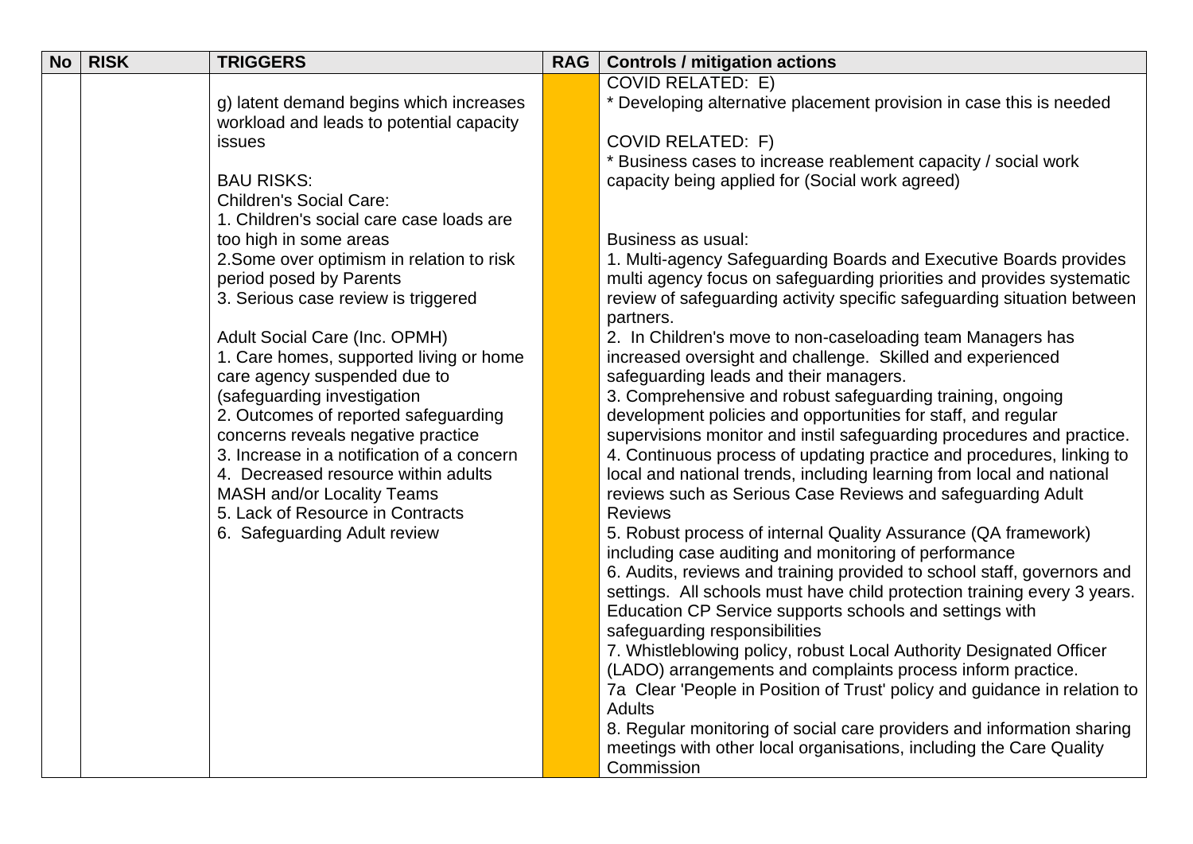| No | RISK | TRIGGERS | RAG | Controls / mitigation actions |
|---|---|---|---|---|
| | | g) latent demand begins which increases workload and leads to potential capacity issues<br><br>BAU RISKS:<br>Children's Social Care:<br>1. Children's social care case loads are too high in some areas<br>2.Some over optimism in relation to risk period posed by Parents<br>3. Serious case review is triggered<br><br>Adult Social Care (Inc. OPMH)<br>1. Care homes, supported living or home care agency suspended due to (safeguarding investigation<br>2. Outcomes of reported safeguarding concerns reveals negative practice<br>3. Increase in a notification of a concern<br>4. Decreased resource within adults MASH and/or Locality Teams<br>5. Lack of Resource in Contracts<br>6. Safeguarding Adult review | | COVID RELATED: E)<br>* Developing alternative placement provision in case this is needed<br><br>COVID RELATED: F)<br>* Business cases to increase reablement capacity / social work capacity being applied for (Social work agreed)<br><br>Business as usual:<br>1. Multi-agency Safeguarding Boards and Executive Boards provides multi agency focus on safeguarding priorities and provides systematic review of safeguarding activity specific safeguarding situation between partners.<br>2. In Children's move to non-caseloading team Managers has increased oversight and challenge. Skilled and experienced safeguarding leads and their managers.<br>3. Comprehensive and robust safeguarding training, ongoing development policies and opportunities for staff, and regular supervisions monitor and instil safeguarding procedures and practice.<br>4. Continuous process of updating practice and procedures, linking to local and national trends, including learning from local and national reviews such as Serious Case Reviews and safeguarding Adult Reviews<br>5. Robust process of internal Quality Assurance (QA framework) including case auditing and monitoring of performance<br>6. Audits, reviews and training provided to school staff, governors and settings. All schools must have child protection training every 3 years. Education CP Service supports schools and settings with safeguarding responsibilities<br>7. Whistleblowing policy, robust Local Authority Designated Officer (LADO) arrangements and complaints process inform practice.<br>7a Clear 'People in Position of Trust' policy and guidance in relation to Adults<br>8. Regular monitoring of social care providers and information sharing meetings with other local organisations, including the Care Quality Commission |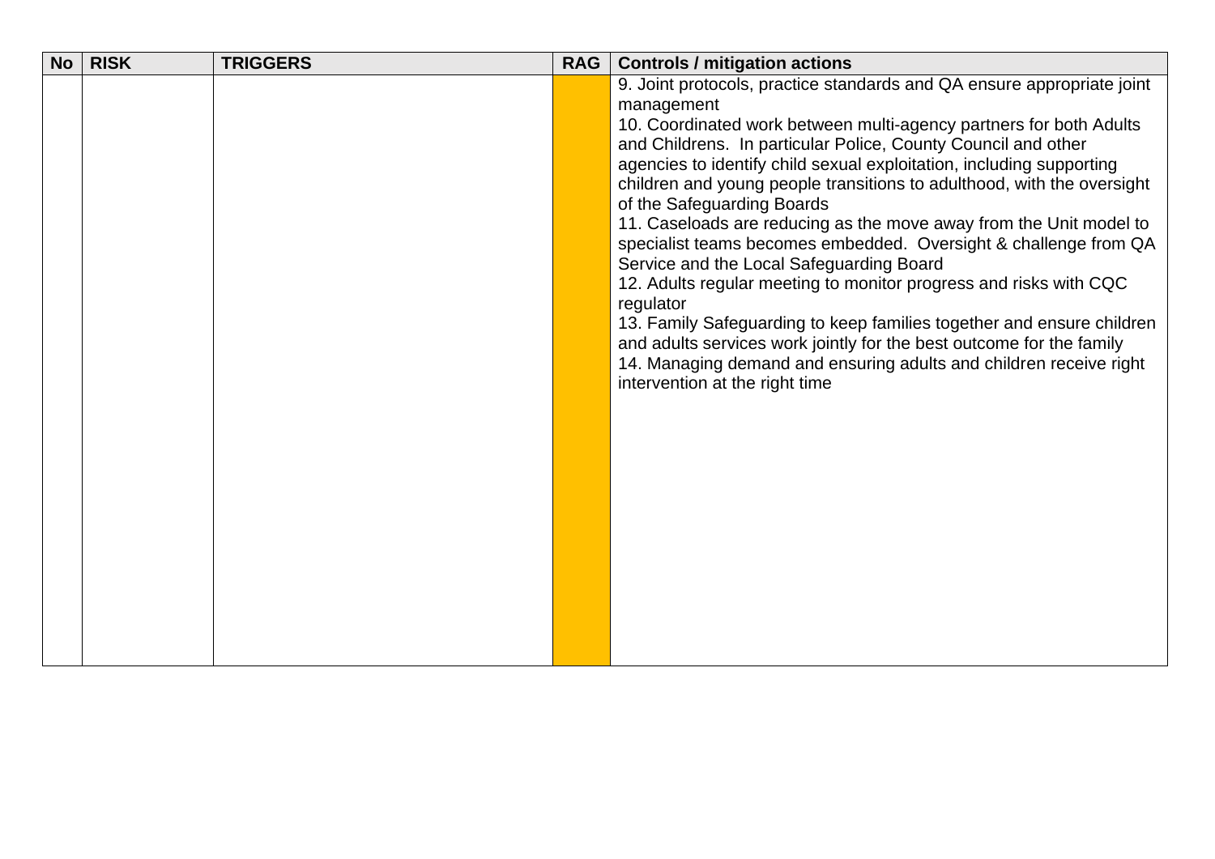| No | RISK | TRIGGERS | RAG | Controls / mitigation actions |
| --- | --- | --- | --- | --- |
| | | | | 9. Joint protocols, practice standards and QA ensure appropriate joint management<br>10. Coordinated work between multi-agency partners for both Adults and Childrens. In particular Police, County Council and other agencies to identify child sexual exploitation, including supporting children and young people transitions to adulthood, with the oversight of the Safeguarding Boards<br>11. Caseloads are reducing as the move away from the Unit model to specialist teams becomes embedded. Oversight & challenge from QA Service and the Local Safeguarding Board<br>12. Adults regular meeting to monitor progress and risks with CQC regulator<br>13. Family Safeguarding to keep families together and ensure children and adults services work jointly for the best outcome for the family<br>14. Managing demand and ensuring adults and children receive right intervention at the right time |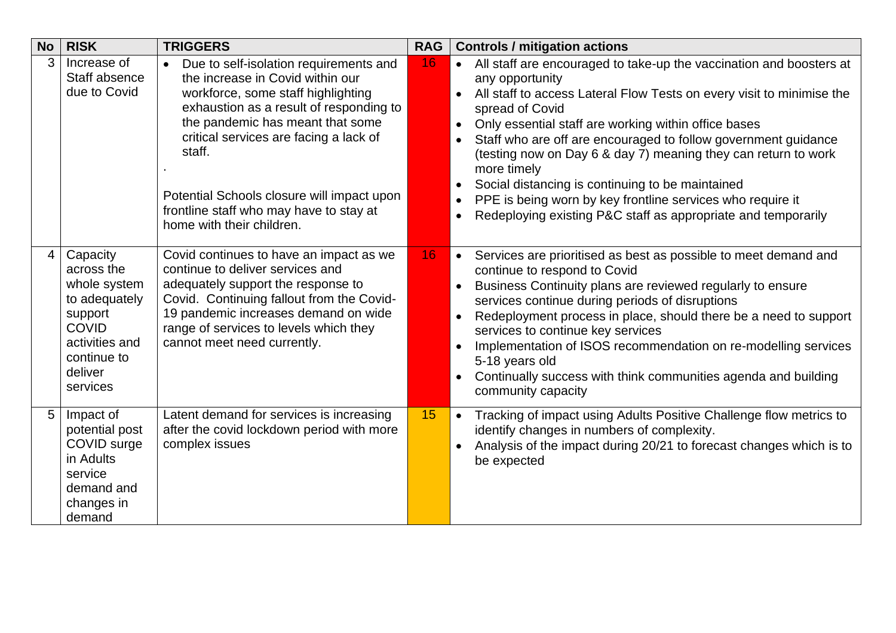| No | RISK | TRIGGERS | RAG | Controls / mitigation actions |
|---|---|---|---|---|
| 3 | Increase of Staff absence due to Covid | • Due to self-isolation requirements and the increase in Covid within our workforce, some staff highlighting exhaustion as a result of responding to the pandemic has meant that some critical services are facing a lack of staff.<br>.<br>Potential Schools closure will impact upon frontline staff who may have to stay at home with their children. | 16 | • All staff are encouraged to take-up the vaccination and boosters at any opportunity<br>• All staff to access Lateral Flow Tests on every visit to minimise the spread of Covid<br>• Only essential staff are working within office bases<br>• Staff who are off are encouraged to follow government guidance (testing now on Day 6 & day 7) meaning they can return to work more timely<br>• Social distancing is continuing to be maintained<br>• PPE is being worn by key frontline services who require it<br>• Redeploying existing P&C staff as appropriate and temporarily |
| 4 | Capacity across the whole system to adequately support COVID activities and continue to deliver services | Covid continues to have an impact as we continue to deliver services and adequately support the response to Covid. Continuing fallout from the Covid-19 pandemic increases demand on wide range of services to levels which they cannot meet need currently. | 16 | • Services are prioritised as best as possible to meet demand and continue to respond to Covid<br>• Business Continuity plans are reviewed regularly to ensure services continue during periods of disruptions<br>• Redeployment process in place, should there be a need to support services to continue key services<br>• Implementation of ISOS recommendation on re-modelling services 5-18 years old<br>• Continually success with think communities agenda and building community capacity |
| 5 | Impact of potential post COVID surge in Adults service demand and changes in demand | Latent demand for services is increasing after the covid lockdown period with more complex issues | 15 | • Tracking of impact using Adults Positive Challenge flow metrics to identify changes in numbers of complexity.<br>• Analysis of the impact during 20/21 to forecast changes which is to be expected |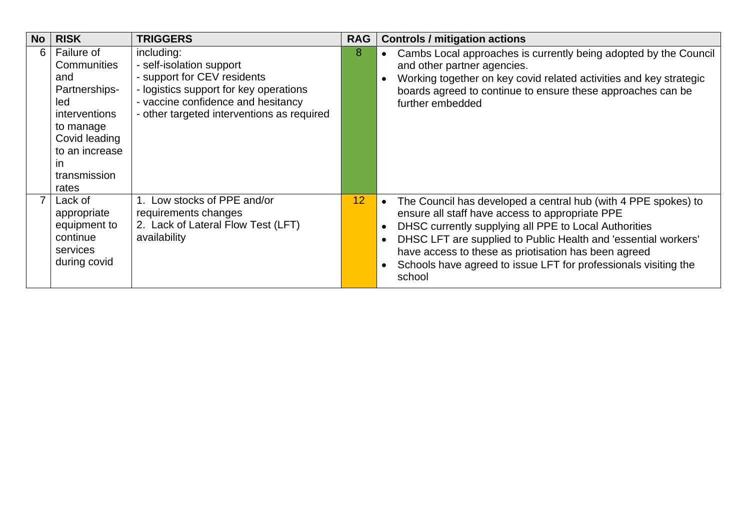| No | RISK | TRIGGERS | RAG | Controls / mitigation actions |
|---|---|---|---|---|
| 6 | Failure of Communities and Partnerships-led interventions to manage Covid leading to an increase in transmission rates | including:<br>- self-isolation support<br>- support for CEV residents<br>- logistics support for key operations<br>- vaccine confidence and hesitancy<br>- other targeted interventions as required | 8 | • Cambs Local approaches is currently being adopted by the Council and other partner agencies.<br>• Working together on key covid related activities and key strategic boards agreed to continue to ensure these approaches can be further embedded |
| 7 | Lack of appropriate equipment to continue services during covid | 1. Low stocks of PPE and/or requirements changes<br>2. Lack of Lateral Flow Test (LFT) availability | 12 | • The Council has developed a central hub (with 4 PPE spokes) to ensure all staff have access to appropriate PPE<br>• DHSC currently supplying all PPE to Local Authorities<br>• DHSC LFT are supplied to Public Health and 'essential workers' have access to these as priotisation has been agreed<br>• Schools have agreed to issue LFT for professionals visiting the school |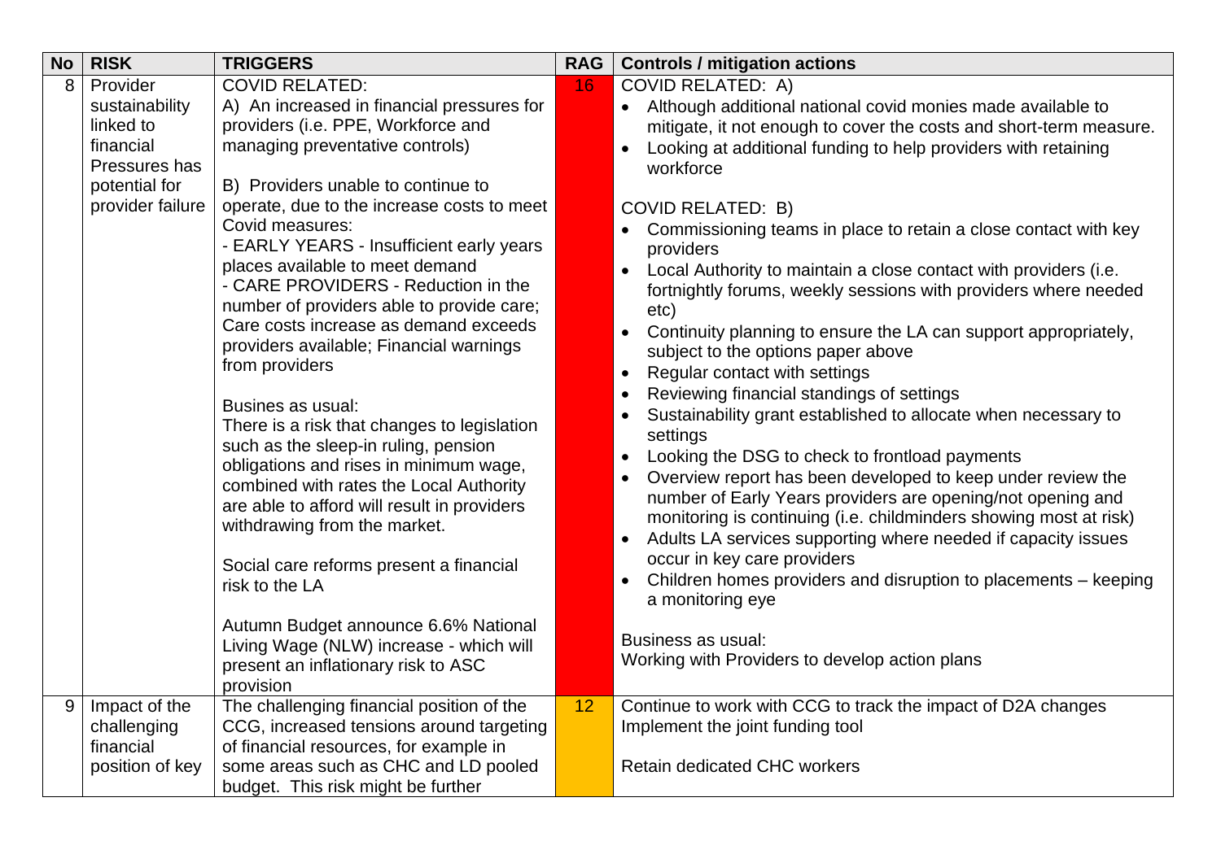| No | RISK | TRIGGERS | RAG | Controls / mitigation actions |
|---|---|---|---|---|
| 8 | Provider sustainability linked to financial Pressures has potential for provider failure | COVID RELATED:<br>A) An increased in financial pressures for providers (i.e. PPE, Workforce and managing preventative controls)<br><br>B) Providers unable to continue to operate, due to the increase costs to meet Covid measures:<br>- EARLY YEARS - Insufficient early years places available to meet demand<br>- CARE PROVIDERS - Reduction in the number of providers able to provide care; Care costs increase as demand exceeds providers available; Financial warnings from providers<br><br>Busines as usual:<br>There is a risk that changes to legislation such as the sleep-in ruling, pension obligations and rises in minimum wage, combined with rates the Local Authority are able to afford will result in providers withdrawing from the market.<br><br>Social care reforms present a financial risk to the LA<br><br>Autumn Budget announce 6.6% National Living Wage (NLW) increase - which will present an inflationary risk to ASC provision | 16 | COVID RELATED: A)<br>• Although additional national covid monies made available to mitigate, it not enough to cover the costs and short-term measure.<br>• Looking at additional funding to help providers with retaining workforce<br><br>COVID RELATED: B)<br>• Commissioning teams in place to retain a close contact with key providers<br>• Local Authority to maintain a close contact with providers (i.e. fortnightly forums, weekly sessions with providers where needed etc)<br>• Continuity planning to ensure the LA can support appropriately, subject to the options paper above<br>• Regular contact with settings<br>• Reviewing financial standings of settings<br>• Sustainability grant established to allocate when necessary to settings<br>• Looking the DSG to check to frontload payments<br>• Overview report has been developed to keep under review the number of Early Years providers are opening/not opening and monitoring is continuing (i.e. childminders showing most at risk)<br>• Adults LA services supporting where needed if capacity issues occur in key care providers<br>• Children homes providers and disruption to placements – keeping a monitoring eye<br><br>Business as usual:<br>Working with Providers to develop action plans |
| 9 | Impact of the challenging financial position of key | The challenging financial position of the CCG, increased tensions around targeting of financial resources, for example in some areas such as CHC and LD pooled budget. This risk might be further | 12 | Continue to work with CCG to track the impact of D2A changes<br>Implement the joint funding tool<br><br>Retain dedicated CHC workers |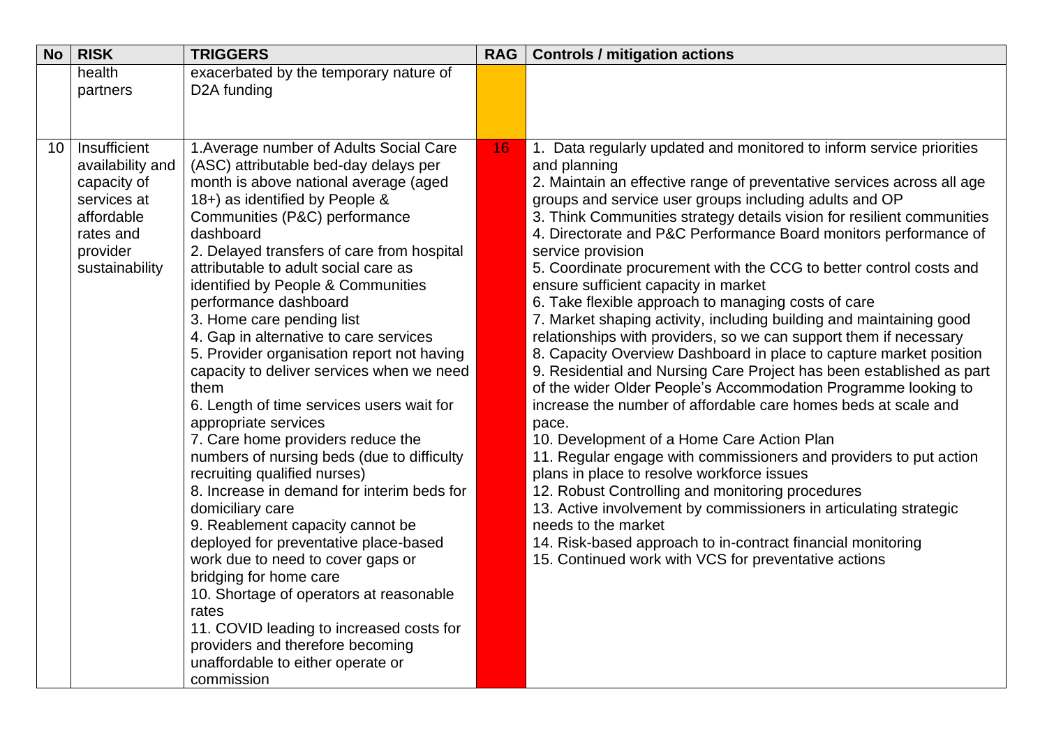| No | RISK | TRIGGERS | RAG | Controls / mitigation actions |
|---|---|---|---|---|
| | health partners | exacerbated by the temporary nature of D2A funding | | |
| 10 | Insufficient availability and capacity of services at affordable rates and provider sustainability | 1.Average number of Adults Social Care (ASC) attributable bed-day delays per month is above national average (aged 18+) as identified by People & Communities (P&C) performance dashboard<br>2. Delayed transfers of care from hospital attributable to adult social care as identified by People & Communities performance dashboard<br>3. Home care pending list<br>4. Gap in alternative to care services<br>5. Provider organisation report not having capacity to deliver services when we need them<br>6. Length of time services users wait for appropriate services<br>7. Care home providers reduce the numbers of nursing beds (due to difficulty recruiting qualified nurses)<br>8. Increase in demand for interim beds for domiciliary care<br>9. Reablement capacity cannot be deployed for preventative place-based work due to need to cover gaps or bridging for home care<br>10. Shortage of operators at reasonable rates<br>11. COVID leading to increased costs for providers and therefore becoming unaffordable to either operate or commission | 16 | 1. Data regularly updated and monitored to inform service priorities and planning<br>2. Maintain an effective range of preventative services across all age groups and service user groups including adults and OP<br>3. Think Communities strategy details vision for resilient communities<br>4. Directorate and P&C Performance Board monitors performance of service provision<br>5. Coordinate procurement with the CCG to better control costs and ensure sufficient capacity in market<br>6. Take flexible approach to managing costs of care<br>7. Market shaping activity, including building and maintaining good relationships with providers, so we can support them if necessary<br>8. Capacity Overview Dashboard in place to capture market position<br>9. Residential and Nursing Care Project has been established as part of the wider Older People's Accommodation Programme looking to increase the number of affordable care homes beds at scale and pace.<br>10. Development of a Home Care Action Plan<br>11. Regular engage with commissioners and providers to put action plans in place to resolve workforce issues<br>12. Robust Controlling and monitoring procedures<br>13. Active involvement by commissioners in articulating strategic needs to the market<br>14. Risk-based approach to in-contract financial monitoring<br>15. Continued work with VCS for preventative actions |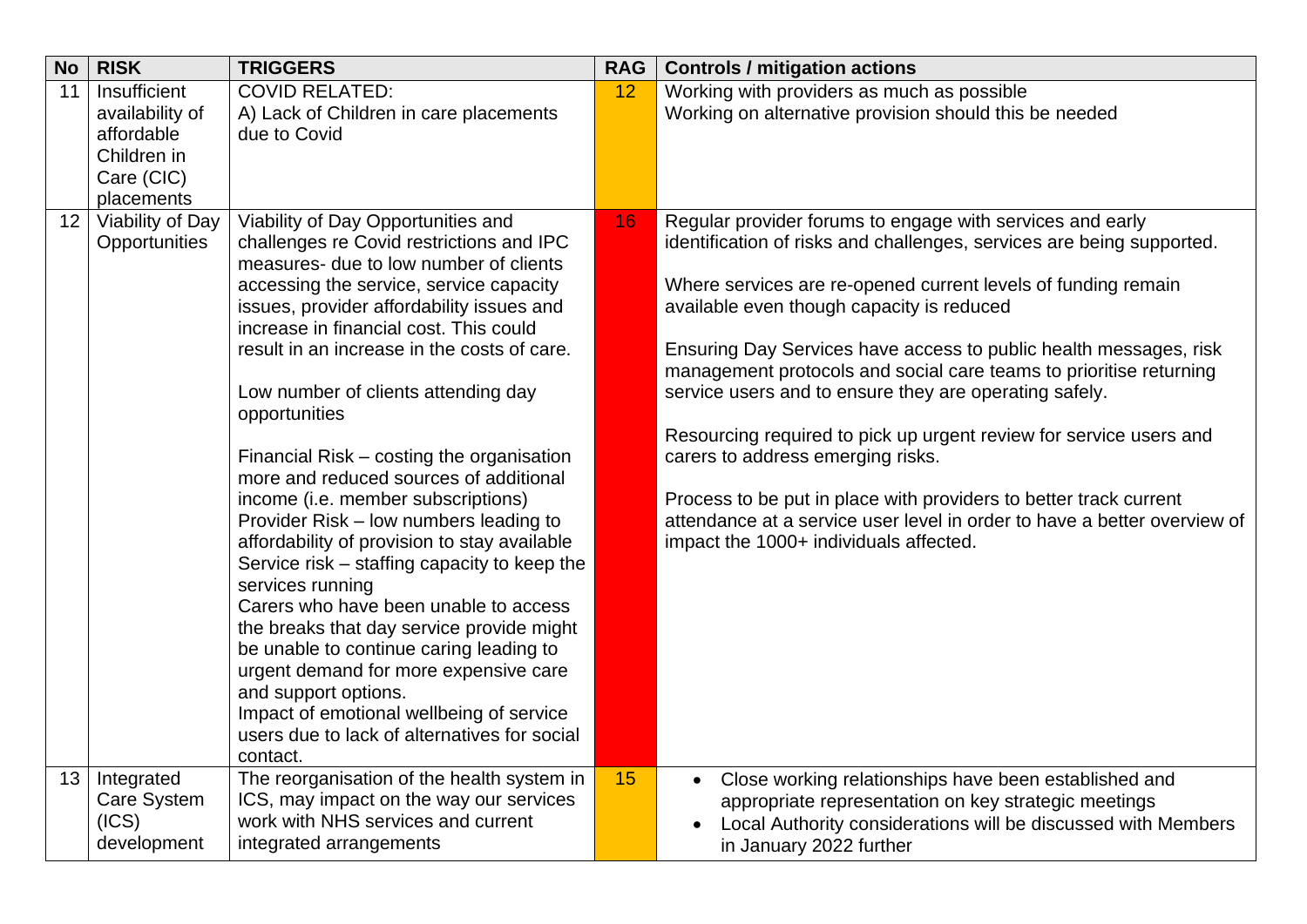| No | RISK | TRIGGERS | RAG | Controls / mitigation actions |
|---|---|---|---|---|
| 11 | Insufficient availability of affordable Children in Care (CIC) placements | COVID RELATED:<br>A) Lack of Children in care placements due to Covid | 12 | Working with providers as much as possible<br>Working on alternative provision should this be needed |
| 12 | Viability of Day Opportunities | Viability of Day Opportunities and challenges re Covid restrictions and IPC measures- due to low number of clients accessing the service, service capacity issues, provider affordability issues and increase in financial cost. This could result in an increase in the costs of care.<br><br>Low number of clients attending day opportunities<br><br>Financial Risk – costing the organisation more and reduced sources of additional income (i.e. member subscriptions)<br>Provider Risk – low numbers leading to affordability of provision to stay available<br>Service risk – staffing capacity to keep the services running<br>Carers who have been unable to access the breaks that day service provide might be unable to continue caring leading to urgent demand for more expensive care and support options.<br>Impact of emotional wellbeing of service users due to lack of alternatives for social contact. | 16 | Regular provider forums to engage with services and early identification of risks and challenges, services are being supported.<br><br>Where services are re-opened current levels of funding remain available even though capacity is reduced<br><br>Ensuring Day Services have access to public health messages, risk management protocols and social care teams to prioritise returning service users and to ensure they are operating safely.<br><br>Resourcing required to pick up urgent review for service users and carers to address emerging risks.<br><br>Process to be put in place with providers to better track current attendance at a service user level in order to have a better overview of impact the 1000+ individuals affected. |
| 13 | Integrated Care System (ICS) development | The reorganisation of the health system in ICS, may impact on the way our services work with NHS services and current integrated arrangements | 15 | • Close working relationships have been established and appropriate representation on key strategic meetings<br>• Local Authority considerations will be discussed with Members in January 2022 further |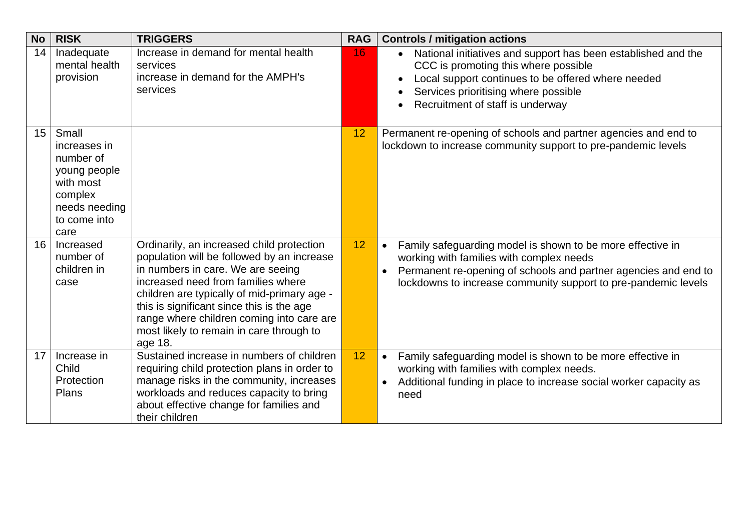| No | RISK | TRIGGERS | RAG | Controls / mitigation actions |
|---|---|---|---|---|
| 14 | Inadequate mental health provision | Increase in demand for mental health services<br>increase in demand for the AMPH's services | 16 | • National initiatives and support has been established and the CCC is promoting this where possible<br>• Local support continues to be offered where needed<br>• Services prioritising where possible<br>• Recruitment of staff is underway |
| 15 | Small increases in number of young people with most complex needs needing to come into care | | 12 | Permanent re-opening of schools and partner agencies and end to lockdown to increase community support to pre-pandemic levels |
| 16 | Increased number of children in case | Ordinarily, an increased child protection population will be followed by an increase in numbers in care. We are seeing increased need from families where children are typically of mid-primary age - this is significant since this is the age range where children coming into care are most likely to remain in care through to age 18. | 12 | • Family safeguarding model is shown to be more effective in working with families with complex needs<br>• Permanent re-opening of schools and partner agencies and end to lockdowns to increase community support to pre-pandemic levels |
| 17 | Increase in Child Protection Plans | Sustained increase in numbers of children requiring child protection plans in order to manage risks in the community, increases workloads and reduces capacity to bring about effective change for families and their children | 12 | • Family safeguarding model is shown to be more effective in working with families with complex needs.<br>• Additional funding in place to increase social worker capacity as need |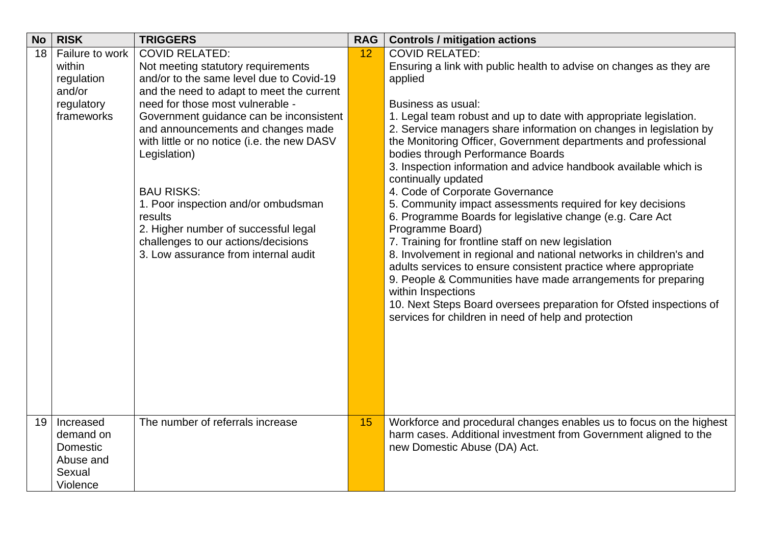| No | RISK | TRIGGERS | RAG | Controls / mitigation actions |
|---|---|---|---|---|
| 18 | Failure to work within regulation and/or regulatory frameworks | COVID RELATED:<br>Not meeting statutory requirements and/or to the same level due to Covid-19 and the need to adapt to meet the current need for those most vulnerable - Government guidance can be inconsistent and announcements and changes made with little or no notice (i.e. the new DASV Legislation)<br><br>BAU RISKS:<br>1. Poor inspection and/or ombudsman results<br>2. Higher number of successful legal challenges to our actions/decisions<br>3. Low assurance from internal audit | 12 | COVID RELATED:<br>Ensuring a link with public health to advise on changes as they are applied<br><br>Business as usual:<br>1. Legal team robust and up to date with appropriate legislation.<br>2. Service managers share information on changes in legislation by the Monitoring Officer, Government departments and professional bodies through Performance Boards<br>3. Inspection information and advice handbook available which is continually updated<br>4. Code of Corporate Governance<br>5. Community impact assessments required for key decisions<br>6. Programme Boards for legislative change (e.g. Care Act Programme Board)<br>7. Training for frontline staff on new legislation<br>8. Involvement in regional and national networks in children's and adults services to ensure consistent practice where appropriate<br>9. People & Communities have made arrangements for preparing within Inspections<br>10. Next Steps Board oversees preparation for Ofsted inspections of services for children in need of help and protection |
| 19 | Increased demand on Domestic Abuse and Sexual Violence | The number of referrals increase | 15 | Workforce and procedural changes enables us to focus on the highest harm cases. Additional investment from Government aligned to the new Domestic Abuse (DA) Act. |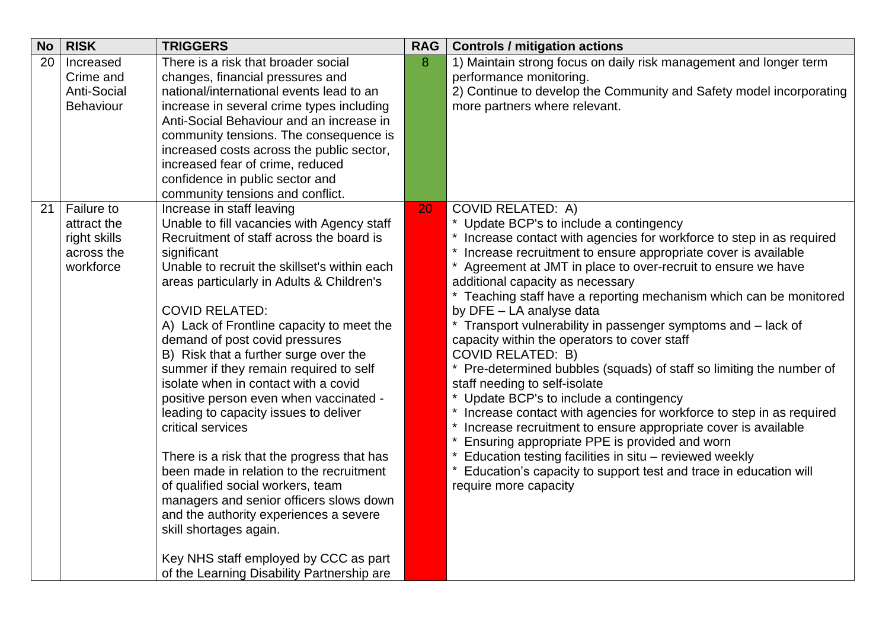| No | RISK | TRIGGERS | RAG | Controls / mitigation actions |
|---|---|---|---|---|
| 20 | Increased Crime and Anti-Social Behaviour | There is a risk that broader social changes, financial pressures and national/international events lead to an increase in several crime types including Anti-Social Behaviour and an increase in community tensions. The consequence is increased costs across the public sector, increased fear of crime, reduced confidence in public sector and community tensions and conflict. | 8 | 1) Maintain strong focus on daily risk management and longer term performance monitoring.<br>2) Continue to develop the Community and Safety model incorporating more partners where relevant. |
| 21 | Failure to attract the right skills across the workforce | Increase in staff leaving<br>Unable to fill vacancies with Agency staff<br>Recruitment of staff across the board is significant<br>Unable to recruit the skillset's within each areas particularly in Adults & Children's<br><br>COVID RELATED:<br>A) Lack of Frontline capacity to meet the demand of post covid pressures<br>B) Risk that a further surge over the summer if they remain required to self isolate when in contact with a covid positive person even when vaccinated - leading to capacity issues to deliver critical services<br><br>There is a risk that the progress that has been made in relation to the recruitment of qualified social workers, team managers and senior officers slows down and the authority experiences a severe skill shortages again.<br><br>Key NHS staff employed by CCC as part of the Learning Disability Partnership are | 20 | COVID RELATED: A)<br>* Update BCP's to include a contingency<br>* Increase contact with agencies for workforce to step in as required<br>* Increase recruitment to ensure appropriate cover is available<br>* Agreement at JMT in place to over-recruit to ensure we have additional capacity as necessary<br>* Teaching staff have a reporting mechanism which can be monitored by DFE – LA analyse data<br>* Transport vulnerability in passenger symptoms and – lack of capacity within the operators to cover staff<br>COVID RELATED: B)<br>* Pre-determined bubbles (squads) of staff so limiting the number of staff needing to self-isolate<br>* Update BCP's to include a contingency<br>* Increase contact with agencies for workforce to step in as required<br>* Increase recruitment to ensure appropriate cover is available<br>* Ensuring appropriate PPE is provided and worn<br>* Education testing facilities in situ – reviewed weekly<br>* Education's capacity to support test and trace in education will require more capacity |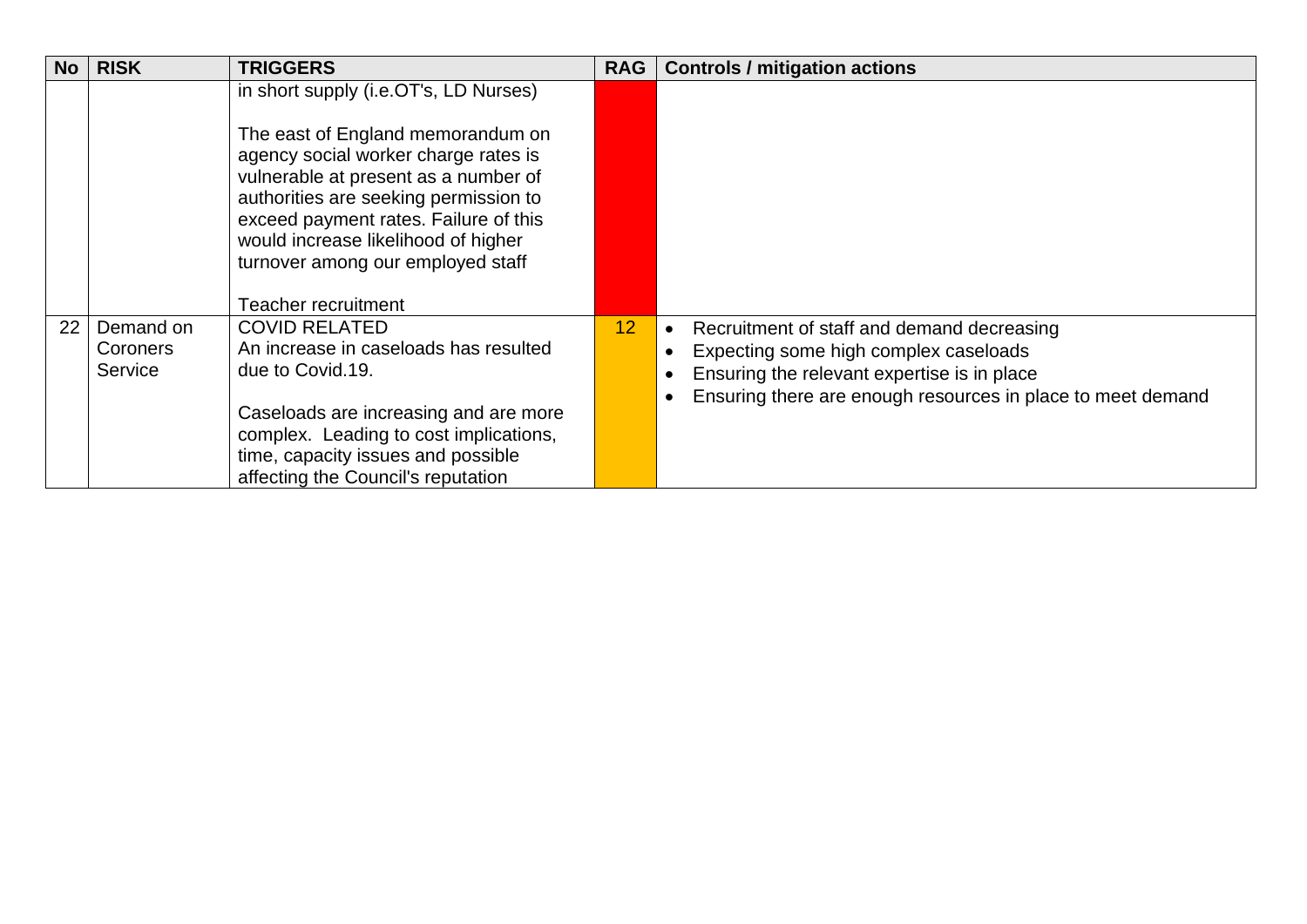| No | RISK | TRIGGERS | RAG | Controls / mitigation actions |
|---|---|---|---|---|
| | | in short supply (i.e.OT's, LD Nurses)<br><br>The east of England memorandum on agency social worker charge rates is vulnerable at present as a number of authorities are seeking permission to exceed payment rates. Failure of this would increase likelihood of higher turnover among our employed staff<br><br>Teacher recruitment | | |
| 22 | Demand on Coroners Service | COVID RELATED<br>An increase in caseloads has resulted due to Covid.19.<br><br>Caseloads are increasing and are more complex. Leading to cost implications, time, capacity issues and possible affecting the Council's reputation | 12 | • Recruitment of staff and demand decreasing<br>• Expecting some high complex caseloads<br>• Ensuring the relevant expertise is in place<br>• Ensuring there are enough resources in place to meet demand |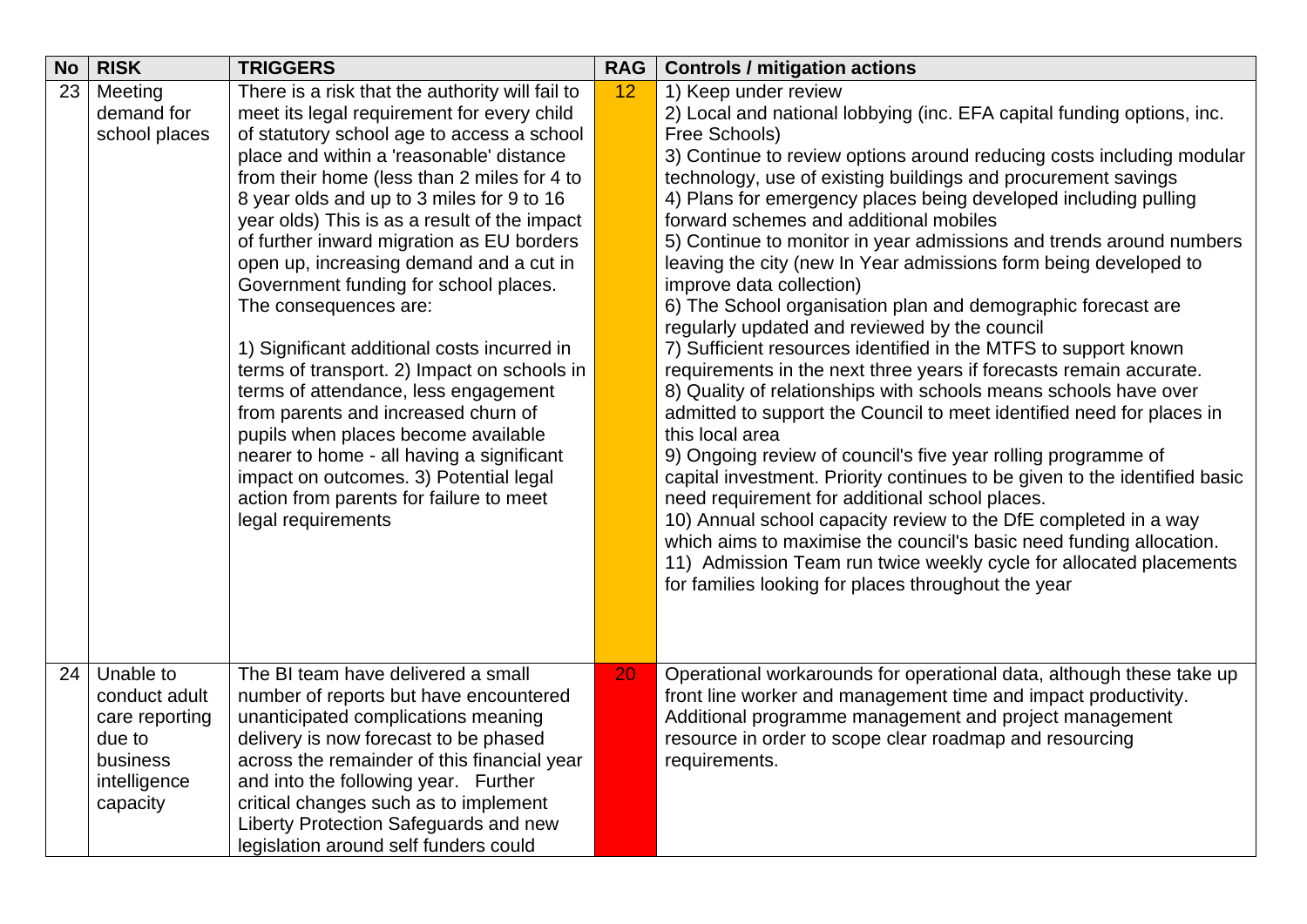| No | RISK | TRIGGERS | RAG | Controls / mitigation actions |
|---|---|---|---|---|
| 23 | Meeting demand for school places | There is a risk that the authority will fail to meet its legal requirement for every child of statutory school age to access a school place and within a 'reasonable' distance from their home (less than 2 miles for 4 to 8 year olds and up to 3 miles for 9 to 16 year olds) This is as a result of the impact of further inward migration as EU borders open up, increasing demand and a cut in Government funding for school places. The consequences are:<br><br>1) Significant additional costs incurred in terms of transport. 2) Impact on schools in terms of attendance, less engagement from parents and increased churn of pupils when places become available nearer to home - all having a significant impact on outcomes. 3) Potential legal action from parents for failure to meet legal requirements | 12 | 1) Keep under review<br>2) Local and national lobbying (inc. EFA capital funding options, inc. Free Schools)<br>3) Continue to review options around reducing costs including modular technology, use of existing buildings and procurement savings<br>4) Plans for emergency places being developed including pulling forward schemes and additional mobiles<br>5) Continue to monitor in year admissions and trends around numbers leaving the city (new In Year admissions form being developed to improve data collection)<br>6) The School organisation plan and demographic forecast are regularly updated and reviewed by the council<br>7) Sufficient resources identified in the MTFS to support known requirements in the next three years if forecasts remain accurate.<br>8) Quality of relationships with schools means schools have over admitted to support the Council to meet identified need for places in this local area<br>9) Ongoing review of council's five year rolling programme of capital investment. Priority continues to be given to the identified basic need requirement for additional school places.<br>10) Annual school capacity review to the DfE completed in a way which aims to maximise the council's basic need funding allocation.<br>11) Admission Team run twice weekly cycle for allocated placements for families looking for places throughout the year |
| 24 | Unable to conduct adult care reporting due to business intelligence capacity | The BI team have delivered a small number of reports but have encountered unanticipated complications meaning delivery is now forecast to be phased across the remainder of this financial year and into the following year. Further critical changes such as to implement Liberty Protection Safeguards and new legislation around self funders could | 20 | Operational workarounds for operational data, although these take up front line worker and management time and impact productivity. Additional programme management and project management resource in order to scope clear roadmap and resourcing requirements. |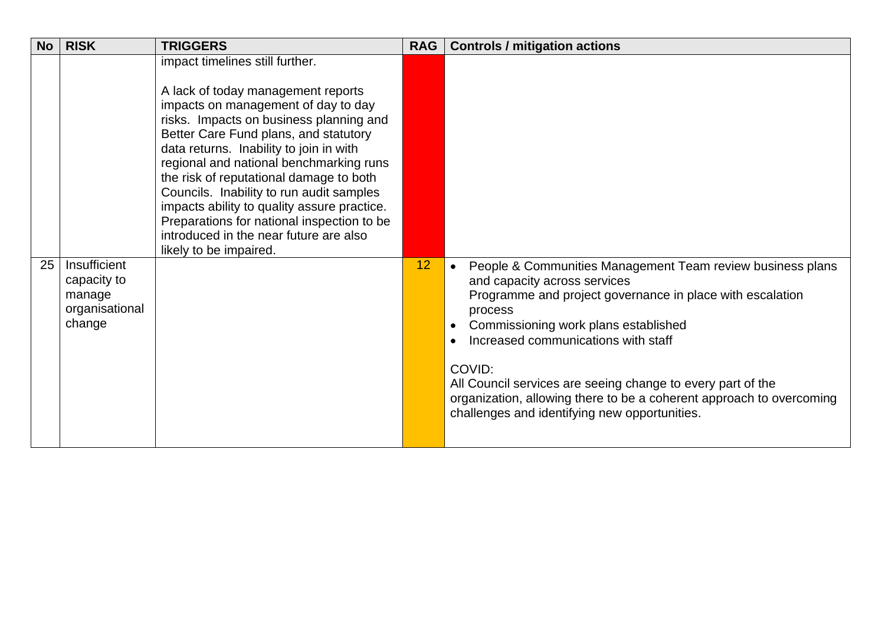| No | RISK | TRIGGERS | RAG | Controls / mitigation actions |
|---|---|---|---|---|
| | | impact timelines still further.<br><br>A lack of today management reports impacts on management of day to day risks. Impacts on business planning and Better Care Fund plans, and statutory data returns. Inability to join in with regional and national benchmarking runs the risk of reputational damage to both Councils. Inability to run audit samples impacts ability to quality assure practice. Preparations for national inspection to be introduced in the near future are also likely to be impaired. | | |
| 25 | Insufficient capacity to manage organisational change | | 12 | • People & Communities Management Team review business plans and capacity across services<br>Programme and project governance in place with escalation process<br>• Commissioning work plans established<br>• Increased communications with staff<br><br>COVID:<br>All Council services are seeing change to every part of the organization, allowing there to be a coherent approach to overcoming challenges and identifying new opportunities. |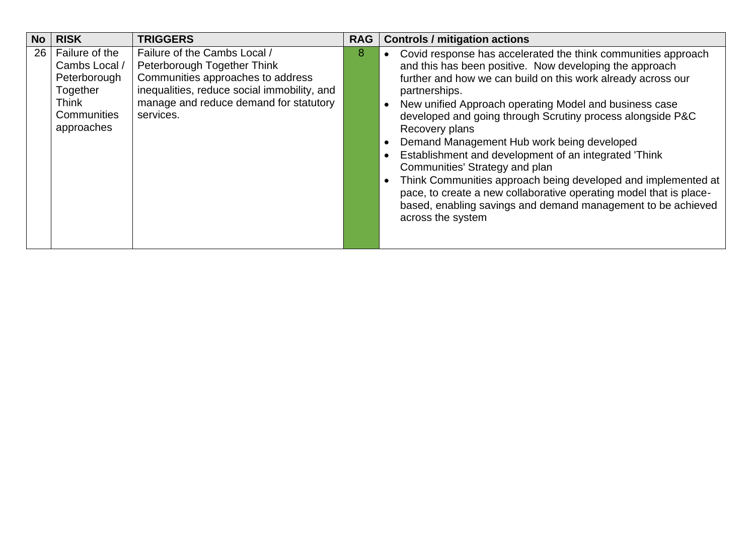| No | RISK | TRIGGERS | RAG | Controls / mitigation actions |
|---|---|---|---|---|
| 26 | Failure of the Cambs Local / Peterborough Together Think Communities approaches | Failure of the Cambs Local / Peterborough Together Think Communities approaches to address inequalities, reduce social immobility, and manage and reduce demand for statutory services. | 8 | • Covid response has accelerated the think communities approach and this has been positive. Now developing the approach further and how we can build on this work already across our partnerships.<br>• New unified Approach operating Model and business case developed and going through Scrutiny process alongside P&C Recovery plans<br>• Demand Management Hub work being developed<br>• Establishment and development of an integrated 'Think Communities' Strategy and plan<br>• Think Communities approach being developed and implemented at pace, to create a new collaborative operating model that is place-based, enabling savings and demand management to be achieved across the system |